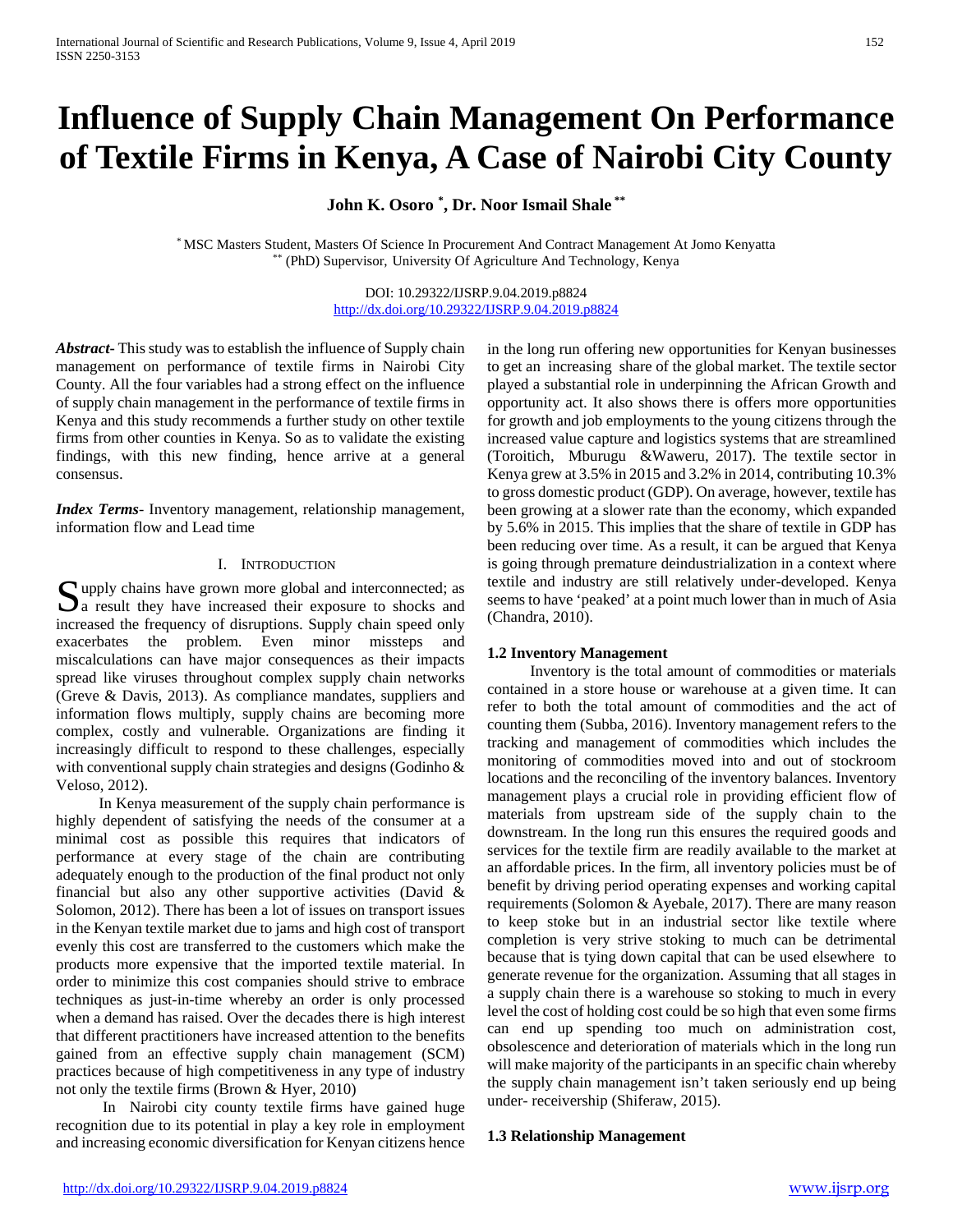# Influence of Supply Chain Management On Performance of Textile Firms in Kenya, A Case of Nairobi City County

**John K. Osoro [*], Dr. Noor Ismail Shale [**]**

[*] MSC Masters Student, Masters Of Science In Procurement And Contract Management At Jomo Kenyatta
[**] (PhD) Supervisor, University Of Agriculture And Technology, Kenya

DOI: 10.29322/IJSRP.9.04.2019.p8824
http://dx.doi.org/10.29322/IJSRP.9.04.2019.p8824

***Abstract***- This study was to establish the influence of Supply chain management on performance of textile firms in Nairobi City County. All the four variables had a strong effect on the influence of supply chain management in the performance of textile firms in Kenya and this study recommends a further study on other textile firms from other counties in Kenya. So as to validate the existing findings, with this new finding, hence arrive at a general consensus.

***Index Terms***- Inventory management, relationship management, information flow and Lead time

## I. Introduction

Supply chains have grown more global and interconnected; as a result they have increased their exposure to shocks and increased the frequency of disruptions. Supply chain speed only exacerbates the problem. Even minor missteps and miscalculations can have major consequences as their impacts spread like viruses throughout complex supply chain networks (Greve & Davis, 2013). As compliance mandates, suppliers and information flows multiply, supply chains are becoming more complex, costly and vulnerable. Organizations are finding it increasingly difficult to respond to these challenges, especially with conventional supply chain strategies and designs (Godinho & Veloso, 2012).

In Kenya measurement of the supply chain performance is highly dependent of satisfying the needs of the consumer at a minimal cost as possible this requires that indicators of performance at every stage of the chain are contributing adequately enough to the production of the final product not only financial but also any other supportive activities (David & Solomon, 2012). There has been a lot of issues on transport issues in the Kenyan textile market due to jams and high cost of transport evenly this cost are transferred to the customers which make the products more expensive that the imported textile material. In order to minimize this cost companies should strive to embrace techniques as just-in-time whereby an order is only processed when a demand has raised. Over the decades there is high interest that different practitioners have increased attention to the benefits gained from an effective supply chain management (SCM) practices because of high competitiveness in any type of industry not only the textile firms (Brown & Hyer, 2010)

In Nairobi city county textile firms have gained huge recognition due to its potential in play a key role in employment and increasing economic diversification for Kenyan citizens hence in the long run offering new opportunities for Kenyan businesses to get an increasing share of the global market. The textile sector played a substantial role in underpinning the African Growth and opportunity act. It also shows there is offers more opportunities for growth and job employments to the young citizens through the increased value capture and logistics systems that are streamlined (Toroitich, Mburugu &Waweru, 2017). The textile sector in Kenya grew at 3.5% in 2015 and 3.2% in 2014, contributing 10.3% to gross domestic product (GDP). On average, however, textile has been growing at a slower rate than the economy, which expanded by 5.6% in 2015. This implies that the share of textile in GDP has been reducing over time. As a result, it can be argued that Kenya is going through premature deindustrialization in a context where textile and industry are still relatively under-developed. Kenya seems to have 'peaked' at a point much lower than in much of Asia (Chandra, 2010).

### 1.2 Inventory Management

Inventory is the total amount of commodities or materials contained in a store house or warehouse at a given time. It can refer to both the total amount of commodities and the act of counting them (Subba, 2016). Inventory management refers to the tracking and management of commodities which includes the monitoring of commodities moved into and out of stockroom locations and the reconciling of the inventory balances. Inventory management plays a crucial role in providing efficient flow of materials from upstream side of the supply chain to the downstream. In the long run this ensures the required goods and services for the textile firm are readily available to the market at an affordable prices. In the firm, all inventory policies must be of benefit by driving period operating expenses and working capital requirements (Solomon & Ayebale, 2017). There are many reason to keep stoke but in an industrial sector like textile where completion is very strive stoking to much can be detrimental because that is tying down capital that can be used elsewhere to generate revenue for the organization. Assuming that all stages in a supply chain there is a warehouse so stoking to much in every level the cost of holding cost could be so high that even firms can end up spending too much on administration cost, obsolescence and deterioration of materials which in the long run will make majority of the participants in an specific chain whereby the supply chain management isn't taken seriously end up being under- receivership (Shiferaw, 2015).

### 1.3 Relationship Management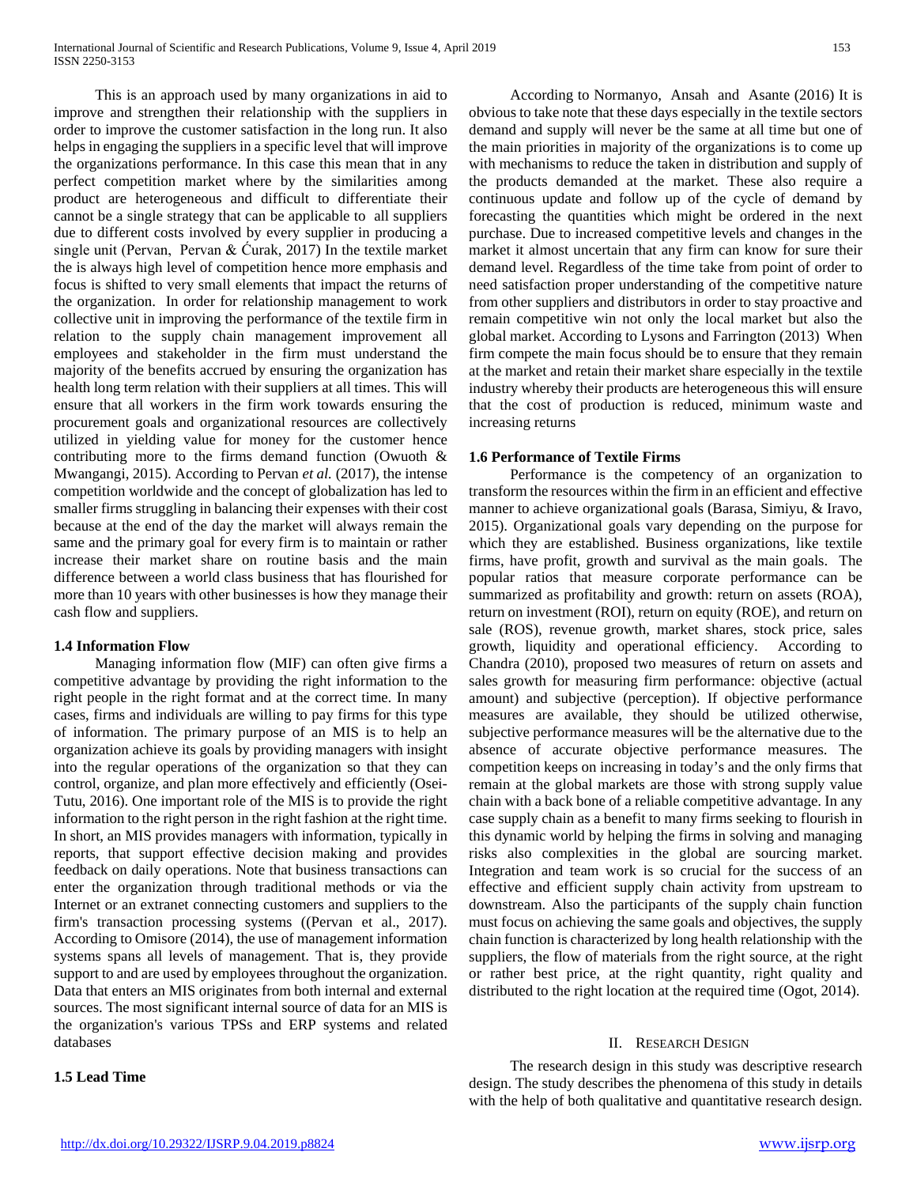This is an approach used by many organizations in aid to improve and strengthen their relationship with the suppliers in order to improve the customer satisfaction in the long run. It also helps in engaging the suppliers in a specific level that will improve the organizations performance. In this case this mean that in any perfect competition market where by the similarities among product are heterogeneous and difficult to differentiate their cannot be a single strategy that can be applicable to all suppliers due to different costs involved by every supplier in producing a single unit (Pervan, Pervan & Ćurak, 2017) In the textile market the is always high level of competition hence more emphasis and focus is shifted to very small elements that impact the returns of the organization. In order for relationship management to work collective unit in improving the performance of the textile firm in relation to the supply chain management improvement all employees and stakeholder in the firm must understand the majority of the benefits accrued by ensuring the organization has health long term relation with their suppliers at all times. This will ensure that all workers in the firm work towards ensuring the procurement goals and organizational resources are collectively utilized in yielding value for money for the customer hence contributing more to the firms demand function (Owuoth & Mwangangi, 2015). According to Pervan *et al.* (2017), the intense competition worldwide and the concept of globalization has led to smaller firms struggling in balancing their expenses with their cost because at the end of the day the market will always remain the same and the primary goal for every firm is to maintain or rather increase their market share on routine basis and the main difference between a world class business that has flourished for more than 10 years with other businesses is how they manage their cash flow and suppliers.

### 1.4 Information Flow

Managing information flow (MIF) can often give firms a competitive advantage by providing the right information to the right people in the right format and at the correct time. In many cases, firms and individuals are willing to pay firms for this type of information. The primary purpose of an MIS is to help an organization achieve its goals by providing managers with insight into the regular operations of the organization so that they can control, organize, and plan more effectively and efficiently (Osei-Tutu, 2016). One important role of the MIS is to provide the right information to the right person in the right fashion at the right time. In short, an MIS provides managers with information, typically in reports, that support effective decision making and provides feedback on daily operations. Note that business transactions can enter the organization through traditional methods or via the Internet or an extranet connecting customers and suppliers to the firm's transaction processing systems ((Pervan et al., 2017). According to Omisore (2014), the use of management information systems spans all levels of management. That is, they provide support to and are used by employees throughout the organization. Data that enters an MIS originates from both internal and external sources. The most significant internal source of data for an MIS is the organization's various TPSs and ERP systems and related databases

### 1.5 Lead Time

According to Normanyo, Ansah and Asante (2016) It is obvious to take note that these days especially in the textile sectors demand and supply will never be the same at all time but one of the main priorities in majority of the organizations is to come up with mechanisms to reduce the taken in distribution and supply of the products demanded at the market. These also require a continuous update and follow up of the cycle of demand by forecasting the quantities which might be ordered in the next purchase. Due to increased competitive levels and changes in the market it almost uncertain that any firm can know for sure their demand level. Regardless of the time take from point of order to need satisfaction proper understanding of the competitive nature from other suppliers and distributors in order to stay proactive and remain competitive win not only the local market but also the global market. According to Lysons and Farrington (2013) When firm compete the main focus should be to ensure that they remain at the market and retain their market share especially in the textile industry whereby their products are heterogeneous this will ensure that the cost of production is reduced, minimum waste and increasing returns

### 1.6 Performance of Textile Firms

Performance is the competency of an organization to transform the resources within the firm in an efficient and effective manner to achieve organizational goals (Barasa, Simiyu, & Iravo, 2015). Organizational goals vary depending on the purpose for which they are established. Business organizations, like textile firms, have profit, growth and survival as the main goals. The popular ratios that measure corporate performance can be summarized as profitability and growth: return on assets (ROA), return on investment (ROI), return on equity (ROE), and return on sale (ROS), revenue growth, market shares, stock price, sales growth, liquidity and operational efficiency. According to Chandra (2010), proposed two measures of return on assets and sales growth for measuring firm performance: objective (actual amount) and subjective (perception). If objective performance measures are available, they should be utilized otherwise, subjective performance measures will be the alternative due to the absence of accurate objective performance measures. The competition keeps on increasing in today's and the only firms that remain at the global markets are those with strong supply value chain with a back bone of a reliable competitive advantage. In any case supply chain as a benefit to many firms seeking to flourish in this dynamic world by helping the firms in solving and managing risks also complexities in the global are sourcing market. Integration and team work is so crucial for the success of an effective and efficient supply chain activity from upstream to downstream. Also the participants of the supply chain function must focus on achieving the same goals and objectives, the supply chain function is characterized by long health relationship with the suppliers, the flow of materials from the right source, at the right or rather best price, at the right quantity, right quality and distributed to the right location at the required time (Ogot, 2014).

## II. Research Design

The research design in this study was descriptive research design. The study describes the phenomena of this study in details with the help of both qualitative and quantitative research design.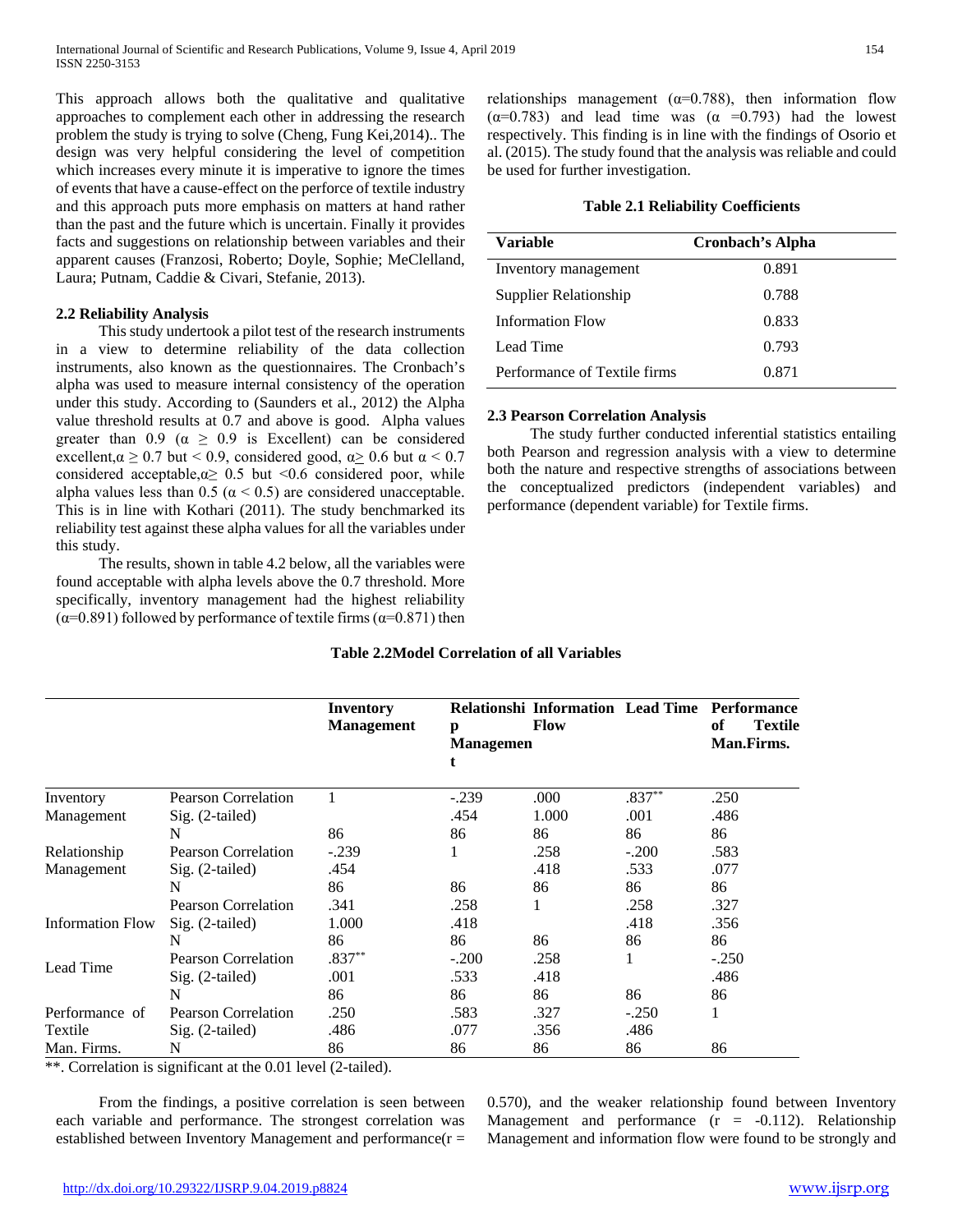This approach allows both the qualitative and qualitative approaches to complement each other in addressing the research problem the study is trying to solve (Cheng, Fung Kei,2014).. The design was very helpful considering the level of competition which increases every minute it is imperative to ignore the times of events that have a cause-effect on the perforce of textile industry and this approach puts more emphasis on matters at hand rather than the past and the future which is uncertain. Finally it provides facts and suggestions on relationship between variables and their apparent causes (Franzosi, Roberto; Doyle, Sophie; MeClelland, Laura; Putnam, Caddie & Civari, Stefanie, 2013).

### 2.2 Reliability Analysis

This study undertook a pilot test of the research instruments in a view to determine reliability of the data collection instruments, also known as the questionnaires. The Cronbach's alpha was used to measure internal consistency of the operation under this study. According to (Saunders et al., 2012) the Alpha value threshold results at 0.7 and above is good. Alpha values greater than 0.9 ($\alpha \geq 0.9$ is Excellent) can be considered excellent,$\alpha \geq 0.7$ but < 0.9, considered good, $\alpha \geq 0.6$ but $\alpha < 0.7$ considered acceptable,$\alpha \geq 0.5$ but <0.6 considered poor, while alpha values less than 0.5 ($\alpha < 0.5$) are considered unacceptable. This is in line with Kothari (2011). The study benchmarked its reliability test against these alpha values for all the variables under this study.

The results, shown in table 4.2 below, all the variables were found acceptable with alpha levels above the 0.7 threshold. More specifically, inventory management had the highest reliability ($\alpha$=0.891) followed by performance of textile firms ($\alpha$=0.871) then relationships management ($\alpha$=0.788), then information flow ($\alpha$=0.783) and lead time was ($\alpha$ =0.793) had the lowest respectively. This finding is in line with the findings of Osorio et al. (2015). The study found that the analysis was reliable and could be used for further investigation.

**Table 2.1 Reliability Coefficients**

| Variable | Cronbach's Alpha |
|---|---|
| Inventory management | 0.891 |
| Supplier Relationship | 0.788 |
| Information Flow | 0.833 |
| Lead Time | 0.793 |
| Performance of Textile firms | 0.871 |

### 2.3 Pearson Correlation Analysis

The study further conducted inferential statistics entailing both Pearson and regression analysis with a view to determine both the nature and respective strengths of associations between the conceptualized predictors (independent variables) and performance (dependent variable) for Textile firms.

**Table 2.2Model Correlation of all Variables**

| | | Inventory Management | Relationship Management | Information Flow | Lead Time | Performance of Textile Man.Firms. |
|---|---|---|---|---|---|---|
| Inventory Management | Pearson Correlation | 1 | -.239 | .000 | .837** | .250 |
| | Sig. (2-tailed) | | .454 | 1.000 | .001 | .486 |
| | N | 86 | 86 | 86 | 86 | 86 |
| Relationship Management | Pearson Correlation | -.239 | 1 | .258 | -.200 | .583 |
| | Sig. (2-tailed) | .454 | | .418 | .533 | .077 |
| | N | 86 | 86 | 86 | 86 | 86 |
| Information Flow | Pearson Correlation | .341 | .258 | 1 | .258 | .327 |
| | Sig. (2-tailed) | 1.000 | .418 | | .418 | .356 |
| | N | 86 | 86 | 86 | 86 | 86 |
| Lead Time | Pearson Correlation | .837** | -.200 | .258 | 1 | -.250 |
| | Sig. (2-tailed) | .001 | .533 | .418 | | .486 |
| | N | 86 | 86 | 86 | 86 | 86 |
| Performance of Textile Man. Firms. | Pearson Correlation | .250 | .583 | .327 | -.250 | 1 |
| | Sig. (2-tailed) | .486 | .077 | .356 | .486 | |
| | N | 86 | 86 | 86 | 86 | 86 |

**. Correlation is significant at the 0.01 level (2-tailed).

From the findings, a positive correlation is seen between each variable and performance. The strongest correlation was established between Inventory Management and performance(r = 0.570), and the weaker relationship found between Inventory Management and performance (r = -0.112). Relationship Management and information flow were found to be strongly and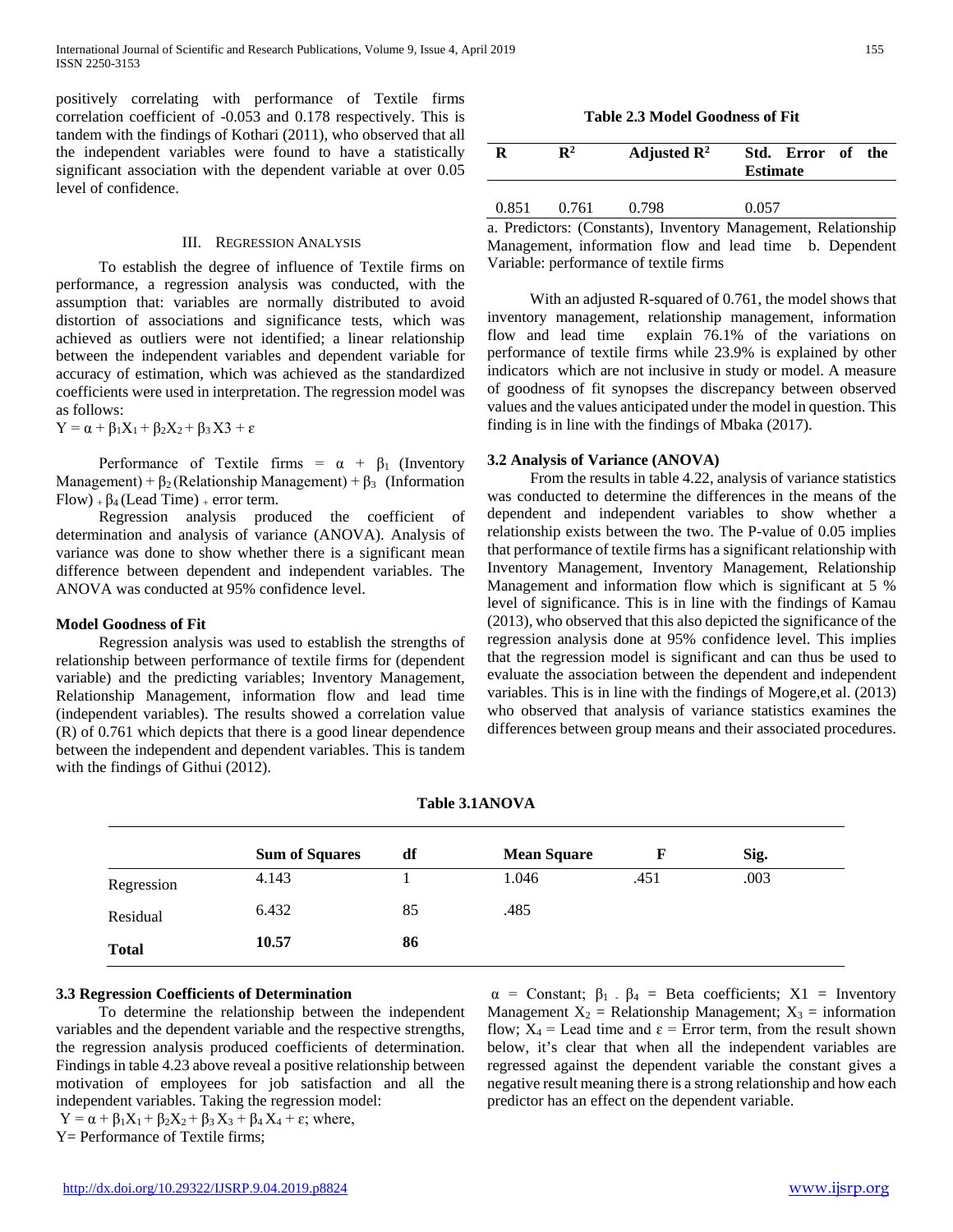positively correlating with performance of Textile firms correlation coefficient of -0.053 and 0.178 respectively. This is tandem with the findings of Kothari (2011), who observed that all the independent variables were found to have a statistically significant association with the dependent variable at over 0.05 level of confidence.

## III. Regression Analysis

To establish the degree of influence of Textile firms on performance, a regression analysis was conducted, with the assumption that: variables are normally distributed to avoid distortion of associations and significance tests, which was achieved as outliers were not identified; a linear relationship between the independent variables and dependent variable for accuracy of estimation, which was achieved as the standardized coefficients were used in interpretation. The regression model was as follows:

$Y = \alpha + \beta_1X_1 + \beta_2X_2 + \beta_3X3 + \varepsilon$

Performance of Textile firms = $\alpha$ + $\beta_1$ (Inventory Management) + $\beta_2$ (Relationship Management) + $\beta_3$ (Information Flow) + $\beta_4$ (Lead Time) + error term.

Regression analysis produced the coefficient of determination and analysis of variance (ANOVA). Analysis of variance was done to show whether there is a significant mean difference between dependent and independent variables. The ANOVA was conducted at 95% confidence level.

**Model Goodness of Fit**

Regression analysis was used to establish the strengths of relationship between performance of textile firms for (dependent variable) and the predicting variables; Inventory Management, Relationship Management, information flow and lead time (independent variables). The results showed a correlation value (R) of 0.761 which depicts that there is a good linear dependence between the independent and dependent variables. This is tandem with the findings of Githui (2012).

**Table 2.3 Model Goodness of Fit**

| R | $R^2$ | Adjusted $R^2$ | Std. Error of the Estimate |
|---|---|---|---|
| 0.851 | 0.761 | 0.798 | 0.057 |

a. Predictors: (Constants), Inventory Management, Relationship Management, information flow and lead time b. Dependent Variable: performance of textile firms

With an adjusted R-squared of 0.761, the model shows that inventory management, relationship management, information flow and lead time explain 76.1% of the variations on performance of textile firms while 23.9% is explained by other indicators which are not inclusive in study or model. A measure of goodness of fit synopses the discrepancy between observed values and the values anticipated under the model in question. This finding is in line with the findings of Mbaka (2017).

### 3.2 Analysis of Variance (ANOVA)

From the results in table 4.22, analysis of variance statistics was conducted to determine the differences in the means of the dependent and independent variables to show whether a relationship exists between the two. The P-value of 0.05 implies that performance of textile firms has a significant relationship with Inventory Management, Inventory Management, Relationship Management and information flow which is significant at 5 % level of significance. This is in line with the findings of Kamau (2013), who observed that this also depicted the significance of the regression analysis done at 95% confidence level. This implies that the regression model is significant and can thus be used to evaluate the association between the dependent and independent variables. This is in line with the findings of Mogere,et al. (2013) who observed that analysis of variance statistics examines the differences between group means and their associated procedures.

**Table 3.1ANOVA**

| | Sum of Squares | df | Mean Square | F | Sig. |
|---|---|---|---|---|---|
| Regression | 4.143 | 1 | 1.046 | .451 | .003 |
| Residual | 6.432 | 85 | .485 | | |
| **Total** | **10.57** | **86** | | | |

### 3.3 Regression Coefficients of Determination

To determine the relationship between the independent variables and the dependent variable and the respective strengths, the regression analysis produced coefficients of determination. Findings in table 4.23 above reveal a positive relationship between motivation of employees for job satisfaction and all the independent variables. Taking the regression model:

$Y = \alpha + \beta_1X_1 + \beta_2X_2 + \beta_3X_3 + \beta_4X_4 + \varepsilon$; where,

Y= Performance of Textile firms;

$\alpha$ = Constant; $\beta_1$ - $\beta_4$ = Beta coefficients; X1 = Inventory Management $X_2$ = Relationship Management; $X_3$ = information flow; $X_4$ = Lead time and $\varepsilon$ = Error term, from the result shown below, it's clear that when all the independent variables are regressed against the dependent variable the constant gives a negative result meaning there is a strong relationship and how each predictor has an effect on the dependent variable.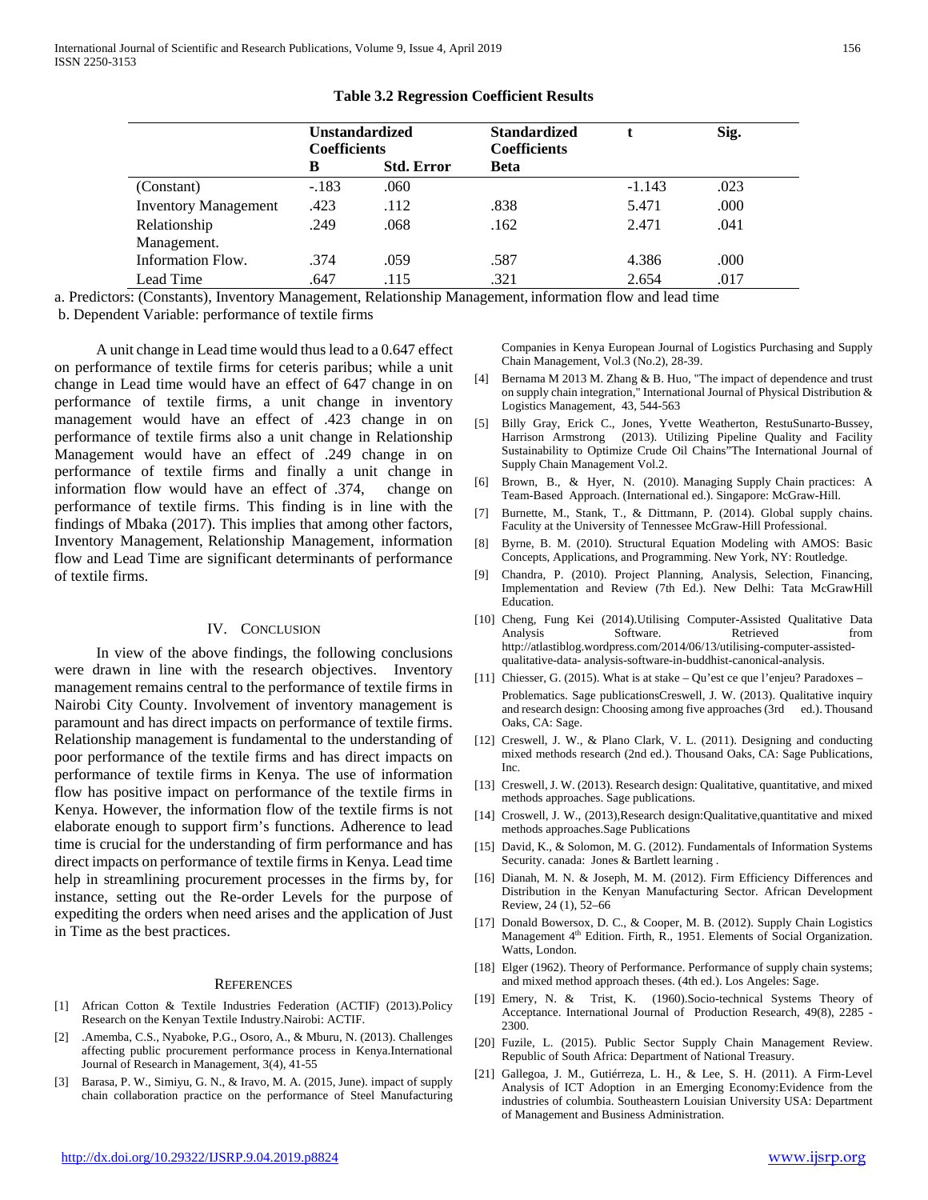**Table 3.2 Regression Coefficient Results**

| | Unstandardized Coefficients | | Standardized Coefficients | t | Sig. |
|---|---|---|---|---|---|
| | B | Std. Error | Beta | | |
| (Constant) | -.183 | .060 | | -1.143 | .023 |
| Inventory Management | .423 | .112 | .838 | 5.471 | .000 |
| Relationship Management. | .249 | .068 | .162 | 2.471 | .041 |
| Information Flow. | .374 | .059 | .587 | 4.386 | .000 |
| Lead Time | .647 | .115 | .321 | 2.654 | .017 |

a. Predictors: (Constants), Inventory Management, Relationship Management, information flow and lead time

b. Dependent Variable: performance of textile firms

A unit change in Lead time would thus lead to a 0.647 effect on performance of textile firms for ceteris paribus; while a unit change in Lead time would have an effect of 647 change in on performance of textile firms, a unit change in inventory management would have an effect of .423 change in on performance of textile firms also a unit change in Relationship Management would have an effect of .249 change in on performance of textile firms and finally a unit change in information flow would have an effect of .374, change on performance of textile firms. This finding is in line with the findings of Mbaka (2017). This implies that among other factors, Inventory Management, Relationship Management, information flow and Lead Time are significant determinants of performance of textile firms.

## IV. Conclusion

In view of the above findings, the following conclusions were drawn in line with the research objectives. Inventory management remains central to the performance of textile firms in Nairobi City County. Involvement of inventory management is paramount and has direct impacts on performance of textile firms. Relationship management is fundamental to the understanding of poor performance of the textile firms and has direct impacts on performance of textile firms in Kenya. The use of information flow has positive impact on performance of the textile firms in Kenya. However, the information flow of the textile firms is not elaborate enough to support firm's functions. Adherence to lead time is crucial for the understanding of firm performance and has direct impacts on performance of textile firms in Kenya. Lead time help in streamlining procurement processes in the firms by, for instance, setting out the Re-order Levels for the purpose of expediting the orders when need arises and the application of Just in Time as the best practices.

## References

[1] African Cotton & Textile Industries Federation (ACTIF) (2013).Policy Research on the Kenyan Textile Industry.Nairobi: ACTIF.

[2] .Amemba, C.S., Nyaboke, P.G., Osoro, A., & Mburu, N. (2013). Challenges affecting public procurement performance process in Kenya.International Journal of Research in Management, 3(4), 41-55

[3] Barasa, P. W., Simiyu, G. N., & Iravo, M. A. (2015, June). impact of supply chain collaboration practice on the performance of Steel Manufacturing Companies in Kenya European Journal of Logistics Purchasing and Supply Chain Management, Vol.3 (No.2), 28-39.

[4] Bernama M 2013 M. Zhang & B. Huo, "The impact of dependence and trust on supply chain integration," International Journal of Physical Distribution & Logistics Management, 43, 544-563

[5] Billy Gray, Erick C., Jones, Yvette Weatherton, RestuSunarto-Bussey, Harrison Armstrong (2013). Utilizing Pipeline Quality and Facility Sustainability to Optimize Crude Oil Chains"The International Journal of Supply Chain Management Vol.2.

[6] Brown, B., & Hyer, N. (2010). Managing Supply Chain practices: A Team-Based Approach. (International ed.). Singapore: McGraw-Hill.

[7] Burnette, M., Stank, T., & Dittmann, P. (2014). Global supply chains. Faculty at the University of Tennessee McGraw-Hill Professional.

[8] Byrne, B. M. (2010). Structural Equation Modeling with AMOS: Basic Concepts, Applications, and Programming. New York, NY: Routledge.

[9] Chandra, P. (2010). Project Planning, Analysis, Selection, Financing, Implementation and Review (7th Ed.). New Delhi: Tata McGrawHill Education.

[10] Cheng, Fung Kei (2014).Utilising Computer-Assisted Qualitative Data Analysis Software. Retrieved from http://atlastiblog.wordpress.com/2014/06/13/utilising-computer-assisted-qualitative-data- analysis-software-in-buddhist-canonical-analysis.

[11] Chiesser, G. (2015). What is at stake – Qu'est ce que l'enjeu? Paradoxes – Problematics. Sage publicationsCreswell, J. W. (2013). Qualitative inquiry and research design: Choosing among five approaches (3rd ed.). Thousand Oaks, CA: Sage.

[12] Creswell, J. W., & Plano Clark, V. L. (2011). Designing and conducting mixed methods research (2nd ed.). Thousand Oaks, CA: Sage Publications, Inc.

[13] Creswell, J. W. (2013). Research design: Qualitative, quantitative, and mixed methods approaches. Sage publications.

[14] Croswell, J. W., (2013),Research design:Qualitative,quantitative and mixed methods approaches.Sage Publications

[15] David, K., & Solomon, M. G. (2012). Fundamentals of Information Systems Security. canada: Jones & Bartlett learning .

[16] Dianah, M. N. & Joseph, M. M. (2012). Firm Efficiency Differences and Distribution in the Kenyan Manufacturing Sector. African Development Review, 24 (1), 52–66

[17] Donald Bowersox, D. C., & Cooper, M. B. (2012). Supply Chain Logistics Management 4th Edition. Firth, R., 1951. Elements of Social Organization. Watts, London.

[18] Elger (1962). Theory of Performance. Performance of supply chain systems; and mixed method approach theses. (4th ed.). Los Angeles: Sage.

[19] Emery, N. & Trist, K. (1960).Socio-technical Systems Theory of Acceptance. International Journal of Production Research, 49(8), 2285 - 2300.

[20] Fuzile, L. (2015). Public Sector Supply Chain Management Review. Republic of South Africa: Department of National Treasury.

[21] Gallegoa, J. M., Gutiérreza, L. H., & Lee, S. H. (2011). A Firm-Level Analysis of ICT Adoption in an Emerging Economy:Evidence from the industries of columbia. Southeastern Louisian University USA: Department of Management and Business Administration.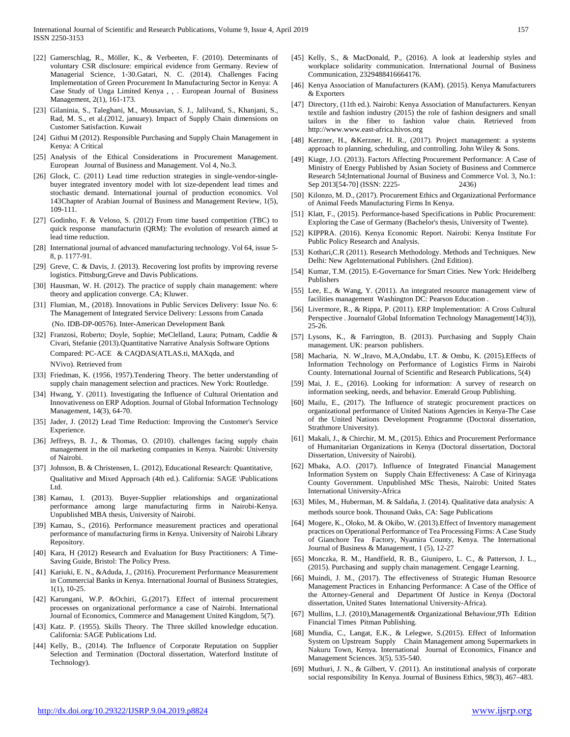[22] Gamerschlag, R., Möller, K., & Verbeeten, F. (2010). Determinants of voluntary CSR disclosure: empirical evidence from Germany. Review of Managerial Science, 1-30.Gatari, N. C. (2014). Challenges Facing Implementation of Green Procurement In Manufacturing Sector in Kenya: A Case Study of Unga Limited Kenya , , . European Journal of Business Management, 2(1), 161-173.

[23] Gilaninia, S., Taleghani, M., Mousavian, S. J., Jalilvand, S., Khanjani, S., Rad, M. S., et al.(2012, january). Impact of Supply Chain dimensions on Customer Satisfaction. Kuwait

[24] Githui M (2012). Responsible Purchasing and Supply Chain Management in Kenya: A Critical

[25] Analysis of the Ethical Considerations in Procurement Management. European Journal of Business and Management. Vol 4, No.3.

[26] Glock, C. (2011) Lead time reduction strategies in single-vendor-single-buyer integrated inventory model with lot size-dependent lead times and stochastic demand. International journal of production economics. Vol 143Chapter of Arabian Journal of Business and Management Review, 1(5), 109-111.

[27] Godinho, F. & Veloso, S. (2012) From time based competition (TBC) to quick response manufacturin (QRM): The evolution of research aimed at lead time reduction.

[28] International journal of advanced manufacturing technology. Vol 64, issue 5-8, p. 1177-91.

[29] Greve, C. & Davis, J. (2013). Recovering lost profits by improving reverse logistics. Pittsburg;Greve and Davis Publications.

[30] Hausman, W. H. (2012). The practice of supply chain management: where theory and application converge. CA; Kluwer.

[31] Flumian, M., (2018). Innovations in Public Services Delivery: Issue No. 6: The Management of Integrated Service Delivery: Lessons from Canada (No. IDB-DP-00576). Inter-American Development Bank

[32] Franzosi, Roberto; Doyle, Sophie; MeClelland, Laura; Putnam, Caddie & Civari, Stefanie (2013).Quantitative Narrative Analysis Software Options Compared: PC-ACE & CAQDAS(ATLAS.ti, MAXqda, and NVivo). Retrieved from

[33] Friedman, K. (1956, 1957).Tendering Theory. The better understanding of supply chain management selection and practices. New York: Routledge.

[34] Hwang, Y. (2011). Investigating the Influence of Cultural Orientation and Innovativeness on ERP Adoption. Journal of Global Information Technology Management, 14(3), 64-70.

[35] Jader, J. (2012) Lead Time Reduction: Improving the Customer's Service Experience.

[36] Jeffreys, B. J., & Thomas, O. (2010). challenges facing supply chain management in the oil marketing companies in Kenya. Nairobi: University of Nairobi.

[37] Johnson, B. & Christensen, L. (2012), Educational Research: Quantitative, Qualitative and Mixed Approach (4th ed.). California: SAGE \Publications Ltd.

[38] Kamau, I. (2013). Buyer-Supplier relationships and organizational performance among large manufacturing firms in Nairobi-Kenya. Unpublished MBA thesis, University of Nairobi.

[39] Kamau, S., (2016). Performance measurement practices and operational performance of manufacturing firms in Kenya. University of Nairobi Library Repository.

[40] Kara, H (2012) Research and Evaluation for Busy Practitioners: A Time-Saving Guide, Bristol: The Policy Press.

[41] Kariuki, E. N., &Aduda, J., (2016). Procurement Performance Measurement in Commercial Banks in Kenya. International Journal of Business Strategies, 1(1), 10-25.

[42] Karungani, W.P. &Ochiri, G.(2017). Effect of internal procurement processes on organizational performance a case of Nairobi. International Journal of Economics, Commerce and Management United Kingdom, 5(7).

[43] Katz. P. (1955). Skills Theory. The Three skilled knowledge education. California: SAGE Publications Ltd.

[44] Kelly, B., (2014). The Influence of Corporate Reputation on Supplier Selection and Termination (Doctoral dissertation, Waterford Institute of Technology).

[45] Kelly, S., & MacDonald, P., (2016). A look at leadership styles and workplace solidarity communication. International Journal of Business Communication, 2329488416664176.

[46] Kenya Association of Manufacturers (KAM). (2015). Kenya Manufacturers & Exporters

[47] Directory, (11th ed.). Nairobi: Kenya Association of Manufacturers. Kenyan textile and fashion industry (2015) the role of fashion designers and small tailors in the fiber to fashion value chain. Retrieved from http://www.www.east-africa.hivos.org

[48] Kerzner, H., &Kerzner, H. R., (2017). Project management: a systems approach to planning, scheduling, and controlling. John Wiley & Sons.

[49] Kiage, J.O. (2013). Factors Affecting Procurement Performance: A Case of Ministry of Energy Published by Asian Society of Business and Commerce Research 54;International Journal of Business and Commerce Vol. 3, No.1: Sep 2013[54-70] (ISSN: 2225- 2436)

[50] Kilonzo, M. D., (2017). Procurement Ethics and Organizational Performance of Animal Feeds Manufacturing Firms In Kenya.

[51] Klatt, F., (2015). Performance-based Specifications in Public Procurement: Exploring the Case of Germany (Bachelor's thesis, University of Twente).

[52] KIPPRA. (2016). Kenya Economic Report. Nairobi: Kenya Institute For Public Policy Research and Analysis.

[53] Kothari,C.R (2011). Research Methodology. Methods and Techniques. New Delhi: New AgeInternational Publishers. (2nd Edition).

[54] Kumar, T.M. (2015). E-Governance for Smart Cities. New York: Heidelberg Publishers

[55] Lee, E., & Wang, Y. (2011). An integrated resource management view of facilities management Washington DC: Pearson Education .

[56] Livermore, R., & Rippa, P. (2011). ERP Implementation: A Cross Cultural Perspective . Journalof Global Information Technology Management(14(3)), 25-26.

[57] Lysons, K., & Farrington, B. (2013). Purchasing and Supply Chain management. UK: pearson publishers.

[58] Macharia, N. W.,Iravo, M.A,Ondabu, I.T. & Ombu, K. (2015).Effects of Information Technology on Performance of Logistics Firms in Nairobi County. International Journal of Scientific and Research Publications, 5(4)

[59] Mai, J. E., (2016). Looking for information: A survey of research on information seeking, needs, and behavior. Emerald Group Publishing.

[60] Mailu, E., (2017). The Influence of strategic procurement practices on organizational performance of United Nations Agencies in Kenya-The Case of the United Nations Development Programme (Doctoral dissertation, Strathmore University).

[61] Makali, J., & Chirchir, M. M., (2015). Ethics and Procurement Performance of Humanitarian Organizations in Kenya (Doctoral dissertation, Doctoral Dissertation, University of Nairobi).

[62] Mbaka, A.O. (2017). Influence of Integrated Financial Management Information System on Supply Chain Effectiveness: A Case of Kirinyaga County Government. Unpublished MSc Thesis, Nairobi: United States International University-Africa

[63] Miles, M., Huberman, M. & Saldaña, J. (2014). Qualitative data analysis: A methods source book. Thousand Oaks, CA: Sage Publications

[64] Mogere, K., Oloko, M. & Okibo, W. (2013).Effect of Inventory management practices on Operational Performance of Tea Processing Firms: A Case Study of Gianchore Tea Factory, Nyamira County, Kenya. The International Journal of Business & Management, 1 (5), 12-27

[65] Monczka, R. M., Handfield, R. B., Giunipero, L. C., & Patterson, J. L., (2015). Purchasing and supply chain management. Cengage Learning.

[66] Muindi, J. M., (2017). The effectiveness of Strategic Human Resource Management Practices in Enhancing Performance: A Case of the Office of the Attorney-General and Department Of Justice in Kenya (Doctoral dissertation, United States International University-Africa).

[67] Mullins, L.J. (2010),Management& Organizational Behaviour,9Th Edition Financial Times Pitman Publishing.

[68] Mundia, C., Langat, E.K., & Lelegwe, S.(2015). Effect of Information System on Upstream Supply Chain Management among Supermarkets in Nakuru Town, Kenya. International Journal of Economics, Finance and Management Sciences. 3(5), 535-540.

[69] Muthuri, J. N., & Gilbert, V. (2011). An institutional analysis of corporate social responsibility In Kenya. Journal of Business Ethics, 98(3), 467–483.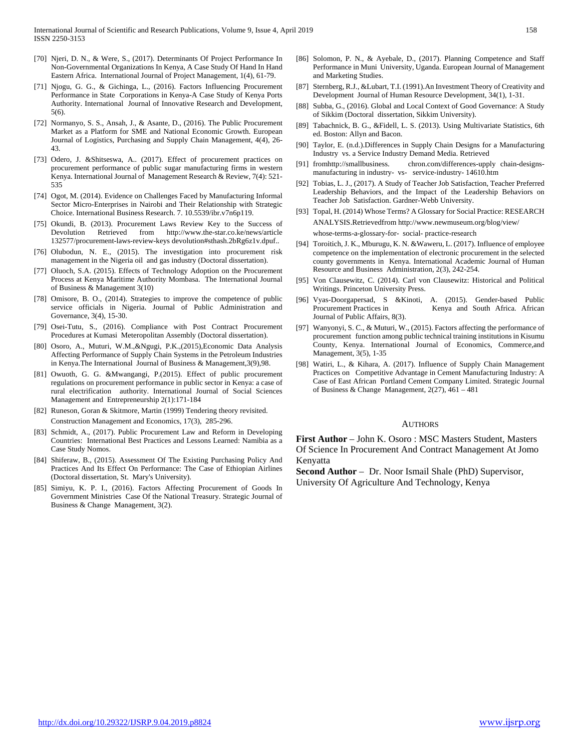[70] Njeri, D. N., & Were, S., (2017). Determinants Of Project Performance In Non-Governmental Organizations In Kenya, A Case Study Of Hand In Hand Eastern Africa. International Journal of Project Management, 1(4), 61-79.

[71] Njogu, G. G., & Gichinga, L., (2016). Factors Influencing Procurement Performance in State Corporations in Kenya-A Case Study of Kenya Ports Authority. International Journal of Innovative Research and Development, 5(6).

[72] Normanyo, S. S., Ansah, J., & Asante, D., (2016). The Public Procurement Market as a Platform for SME and National Economic Growth. European Journal of Logistics, Purchasing and Supply Chain Management, 4(4), 26-43.

[73] Odero, J. &Shitseswa, A.. (2017). Effect of procurement practices on procurement performance of public sugar manufacturing firms in western Kenya. International Journal of Management Research & Review, 7(4): 521-535

[74] Ogot, M. (2014). Evidence on Challenges Faced by Manufacturing Informal Sector Micro-Enterprises in Nairobi and Their Relationship with Strategic Choice. International Business Research. 7. 10.5539/ibr.v7n6p119.

[75] Okundi, B. (2013). Procurement Laws Review Key to the Success of Devolution Retrieved from http://www.the-star.co.ke/news/article 132577/procurement-laws-review-keys devolution#sthash.2bRg6z1v.dpuf..

[76] Olubodun, N. E., (2015). The investigation into procurement risk management in the Nigeria oil and gas industry (Doctoral dissertation).

[77] Oluoch, S.A. (2015). Effects of Technology Adoption on the Procurement Process at Kenya Maritime Authority Mombasa. The International Journal of Business & Management 3(10)

[78] Omisore, B. O., (2014). Strategies to improve the competence of public service officials in Nigeria. Journal of Public Administration and Governance, 3(4), 15-30.

[79] Osei-Tutu, S., (2016). Compliance with Post Contract Procurement Procedures at Kumasi Meteropolitan Assembly (Doctoral dissertation).

[80] Osoro, A., Muturi, W.M.,&Ngugi, P.K.,(2015),Economic Data Analysis Affecting Performance of Supply Chain Systems in the Petroleum Industries in Kenya.The International Journal of Business & Management,3(9),98.

[81] Owuoth, G. G. &Mwangangi, P.(2015). Effect of public procurement regulations on procurement performance in public sector in Kenya: a case of rural electrification authority. International Journal of Social Sciences Management and Entrepreneurship 2(1):171-184

[82] Runeson, Goran & Skitmore, Martin (1999) Tendering theory revisited. Construction Management and Economics, 17(3), 285-296.

[83] Schmidt, A., (2017). Public Procurement Law and Reform in Developing Countries: International Best Practices and Lessons Learned: Namibia as a Case Study Nomos.

[84] Shiferaw, B., (2015). Assessment Of The Existing Purchasing Policy And Practices And Its Effect On Performance: The Case of Ethiopian Airlines (Doctoral dissertation, St. Mary's University).

[85] Simiyu, K. P. I., (2016). Factors Affecting Procurement of Goods In Government Ministries Case Of the National Treasury. Strategic Journal of Business & Change Management, 3(2).

[86] Solomon, P. N., & Ayebale, D., (2017). Planning Competence and Staff Performance in Muni University, Uganda. European Journal of Management and Marketing Studies.

[87] Sternberg, R.J., &Lubart, T.I. (1991).An Investment Theory of Creativity and Development Journal of Human Resource Development, 34(1), 1-31.

[88] Subba, G., (2016). Global and Local Context of Good Governance: A Study of Sikkim (Doctoral dissertation, Sikkim University).

[89] Tabachnick, B. G., &Fidell, L. S. (2013). Using Multivariate Statistics, 6th ed. Boston: Allyn and Bacon.

[90] Taylor, E. (n.d.).Differences in Supply Chain Designs for a Manufacturing Industry vs. a Service Industry Demand Media. Retrieved

[91] fromhttp://smallbusiness. chron.com/differences-upply chain-designs-manufacturing in industry- vs- service-industry- 14610.htm

[92] Tobias, L. J., (2017). A Study of Teacher Job Satisfaction, Teacher Preferred Leadership Behaviors, and the Impact of the Leadership Behaviors on Teacher Job Satisfaction. Gardner-Webb University.

[93] Topal, H. (2014) Whose Terms? A Glossary for Social Practice: RESEARCH ANALYSIS.Retrievedfrom http://www.newmuseum.org/blog/view/ whose-terms-a-glossary-for- social- practice-research

[94] Toroitich, J. K., Mburugu, K. N. &Waweru, L. (2017). Influence of employee competence on the implementation of electronic procurement in the selected county governments in Kenya. International Academic Journal of Human Resource and Business Administration, 2(3), 242-254.

[95] Von Clausewitz, C. (2014). Carl von Clausewitz: Historical and Political Writings. Princeton University Press.

[96] Vyas-Doorgapersad, S &Kinoti, A. (2015). Gender-based Public Procurement Practices in Kenya and South Africa. African Journal of Public Affairs, 8(3).

[97] Wanyonyi, S. C., & Muturi, W., (2015). Factors affecting the performance of procurement function among public technical training institutions in Kisumu County, Kenya. International Journal of Economics, Commerce,and Management, 3(5), 1-35

[98] Watiri, L., & Kihara, A. (2017). Influence of Supply Chain Management Practices on Competitive Advantage in Cement Manufacturing Industry: A Case of East African Portland Cement Company Limited. Strategic Journal of Business & Change Management, 2(27), 461 – 481

## AUTHORS

**First Author** – John K. Osoro : MSC Masters Student, Masters Of Science In Procurement And Contract Management At Jomo Kenyatta

**Second Author** – Dr. Noor Ismail Shale (PhD) Supervisor, University Of Agriculture And Technology, Kenya